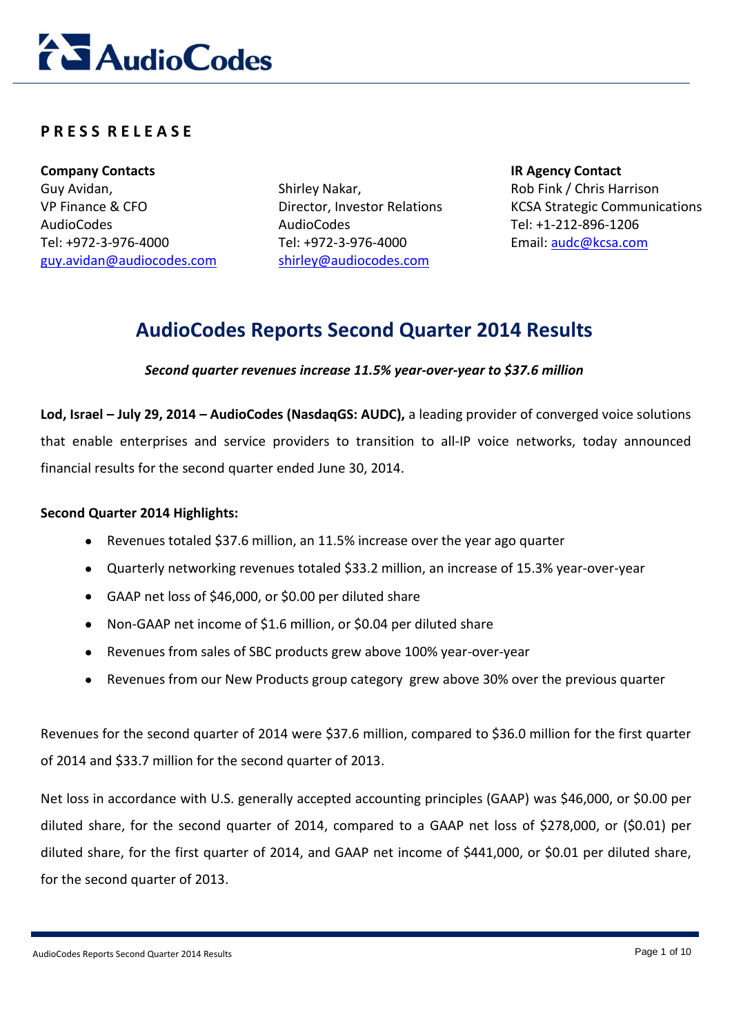**PRESS RELEASE**

**Company Contacts**
Guy Avidan,
VP Finance & CFO
AudioCodes
Tel: +972-3-976-4000
guy.avidan@audiocodes.com

Shirley Nakar,
Director, Investor Relations
AudioCodes
Tel: +972-3-976-4000
shirley@audiocodes.com

**IR Agency Contact**
Rob Fink / Chris Harrison
KCSA Strategic Communications
Tel: +1-212-896-1206
Email: audc@kcsa.com

# AudioCodes Reports Second Quarter 2014 Results

***Second quarter revenues increase 11.5% year-over-year to $37.6 million***

**Lod, Israel – July 29, 2014 – AudioCodes (NasdaqGS: AUDC),** a leading provider of converged voice solutions that enable enterprises and service providers to transition to all-IP voice networks, today announced financial results for the second quarter ended June 30, 2014.

**Second Quarter 2014 Highlights:**

- Revenues totaled $37.6 million, an 11.5% increase over the year ago quarter
- Quarterly networking revenues totaled $33.2 million, an increase of 15.3% year-over-year
- GAAP net loss of $46,000, or $0.00 per diluted share
- Non-GAAP net income of $1.6 million, or $0.04 per diluted share
- Revenues from sales of SBC products grew above 100% year-over-year
- Revenues from our New Products group category grew above 30% over the previous quarter

Revenues for the second quarter of 2014 were $37.6 million, compared to $36.0 million for the first quarter of 2014 and $33.7 million for the second quarter of 2013.

Net loss in accordance with U.S. generally accepted accounting principles (GAAP) was $46,000, or $0.00 per diluted share, for the second quarter of 2014, compared to a GAAP net loss of $278,000, or ($0.01) per diluted share, for the first quarter of 2014, and GAAP net income of $441,000, or $0.01 per diluted share, for the second quarter of 2013.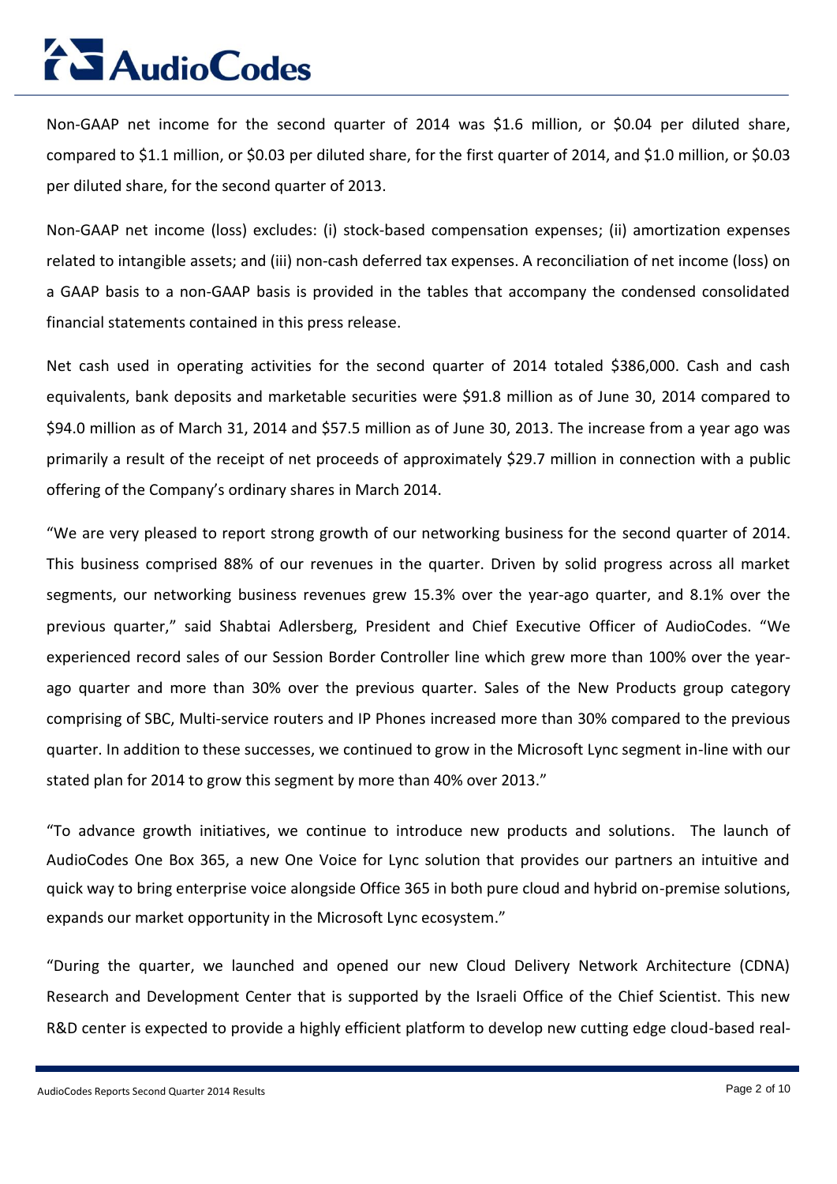Non-GAAP net income for the second quarter of 2014 was $1.6 million, or $0.04 per diluted share, compared to $1.1 million, or $0.03 per diluted share, for the first quarter of 2014, and $1.0 million, or $0.03 per diluted share, for the second quarter of 2013.

Non-GAAP net income (loss) excludes: (i) stock-based compensation expenses; (ii) amortization expenses related to intangible assets; and (iii) non-cash deferred tax expenses. A reconciliation of net income (loss) on a GAAP basis to a non-GAAP basis is provided in the tables that accompany the condensed consolidated financial statements contained in this press release.

Net cash used in operating activities for the second quarter of 2014 totaled $386,000. Cash and cash equivalents, bank deposits and marketable securities were $91.8 million as of June 30, 2014 compared to $94.0 million as of March 31, 2014 and $57.5 million as of June 30, 2013. The increase from a year ago was primarily a result of the receipt of net proceeds of approximately $29.7 million in connection with a public offering of the Company's ordinary shares in March 2014.

"We are very pleased to report strong growth of our networking business for the second quarter of 2014. This business comprised 88% of our revenues in the quarter. Driven by solid progress across all market segments, our networking business revenues grew 15.3% over the year-ago quarter, and 8.1% over the previous quarter," said Shabtai Adlersberg, President and Chief Executive Officer of AudioCodes. "We experienced record sales of our Session Border Controller line which grew more than 100% over the year-ago quarter and more than 30% over the previous quarter. Sales of the New Products group category comprising of SBC, Multi-service routers and IP Phones increased more than 30% compared to the previous quarter. In addition to these successes, we continued to grow in the Microsoft Lync segment in-line with our stated plan for 2014 to grow this segment by more than 40% over 2013."

"To advance growth initiatives, we continue to introduce new products and solutions. The launch of AudioCodes One Box 365, a new One Voice for Lync solution that provides our partners an intuitive and quick way to bring enterprise voice alongside Office 365 in both pure cloud and hybrid on-premise solutions, expands our market opportunity in the Microsoft Lync ecosystem."

"During the quarter, we launched and opened our new Cloud Delivery Network Architecture (CDNA) Research and Development Center that is supported by the Israeli Office of the Chief Scientist. This new R&D center is expected to provide a highly efficient platform to develop new cutting edge cloud-based real-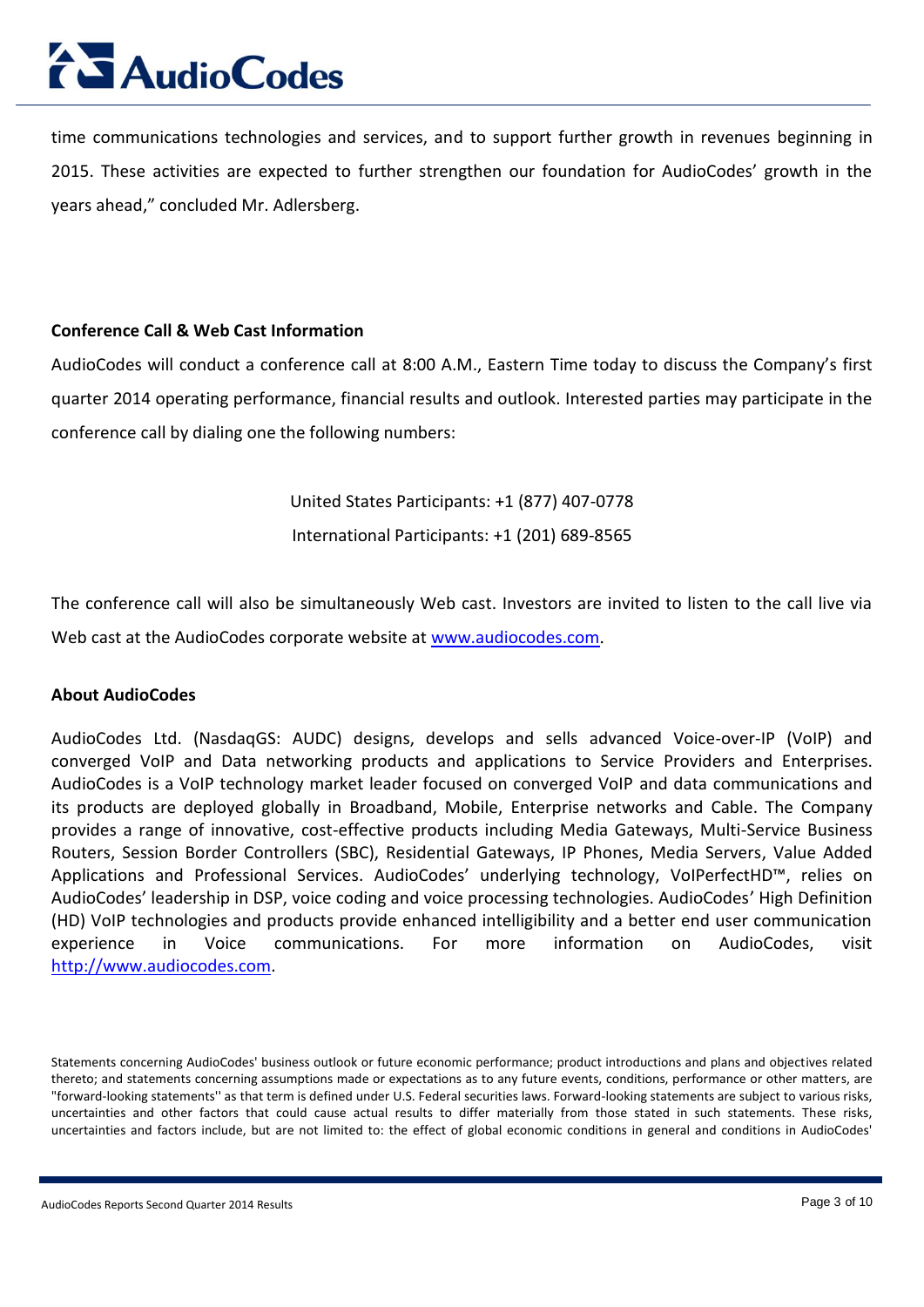time communications technologies and services, and to support further growth in revenues beginning in 2015. These activities are expected to further strengthen our foundation for AudioCodes' growth in the years ahead," concluded Mr. Adlersberg.

**Conference Call & Web Cast Information**

AudioCodes will conduct a conference call at 8:00 A.M., Eastern Time today to discuss the Company's first quarter 2014 operating performance, financial results and outlook. Interested parties may participate in the conference call by dialing one the following numbers:

United States Participants: +1 (877) 407-0778

International Participants: +1 (201) 689-8565

The conference call will also be simultaneously Web cast. Investors are invited to listen to the call live via Web cast at the AudioCodes corporate website at [www.audiocodes.com](http://www.audiocodes.com).

**About AudioCodes**

AudioCodes Ltd. (NasdaqGS: AUDC) designs, develops and sells advanced Voice-over-IP (VoIP) and converged VoIP and Data networking products and applications to Service Providers and Enterprises. AudioCodes is a VoIP technology market leader focused on converged VoIP and data communications and its products are deployed globally in Broadband, Mobile, Enterprise networks and Cable. The Company provides a range of innovative, cost-effective products including Media Gateways, Multi-Service Business Routers, Session Border Controllers (SBC), Residential Gateways, IP Phones, Media Servers, Value Added Applications and Professional Services. AudioCodes' underlying technology, VoIPerfectHD™, relies on AudioCodes' leadership in DSP, voice coding and voice processing technologies. AudioCodes' High Definition (HD) VoIP technologies and products provide enhanced intelligibility and a better end user communication experience in Voice communications. For more information on AudioCodes, visit [http://www.audiocodes.com](http://www.audiocodes.com).

Statements concerning AudioCodes' business outlook or future economic performance; product introductions and plans and objectives related thereto; and statements concerning assumptions made or expectations as to any future events, conditions, performance or other matters, are "forward-looking statements'' as that term is defined under U.S. Federal securities laws. Forward-looking statements are subject to various risks, uncertainties and other factors that could cause actual results to differ materially from those stated in such statements. These risks, uncertainties and factors include, but are not limited to: the effect of global economic conditions in general and conditions in AudioCodes'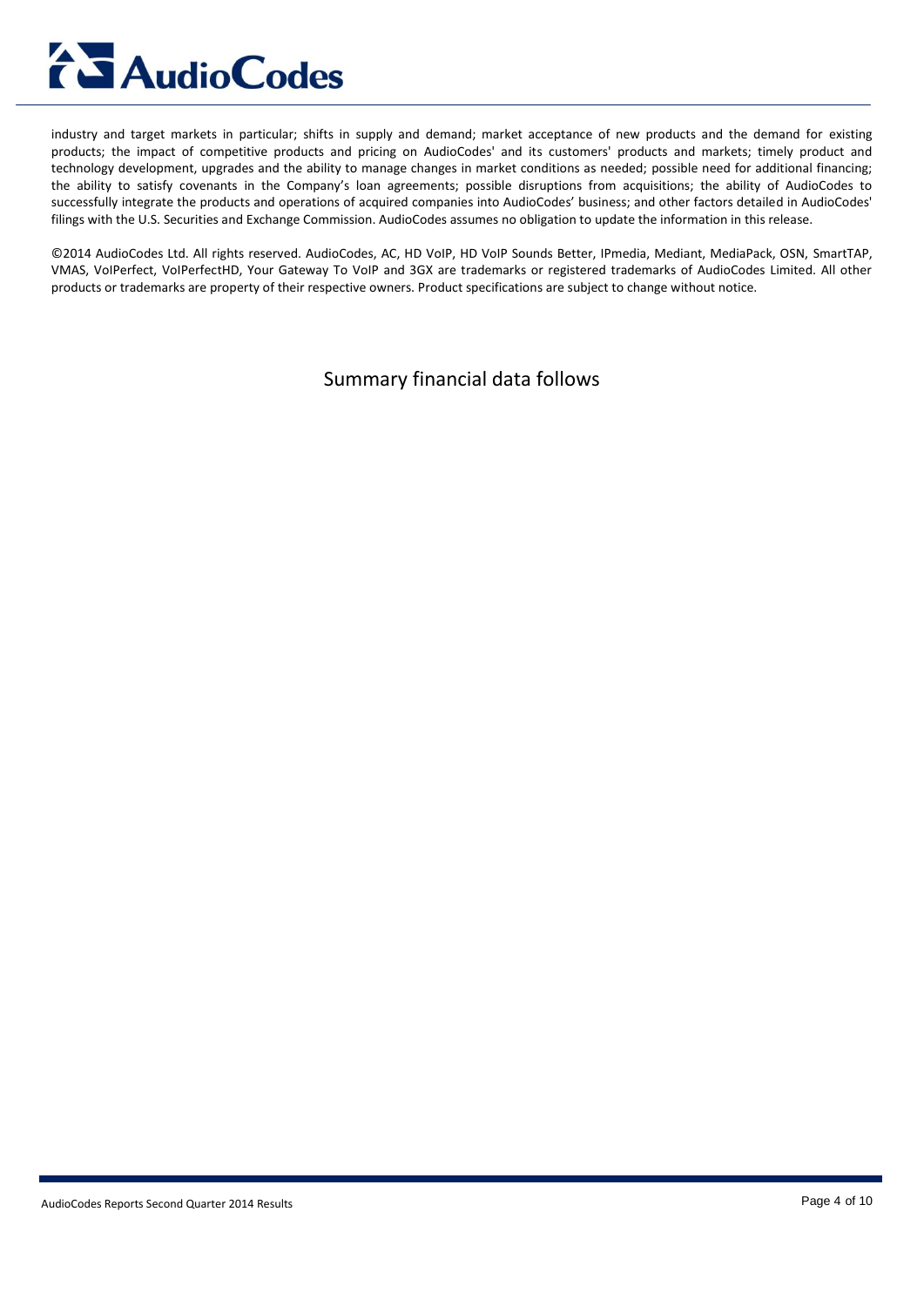industry and target markets in particular; shifts in supply and demand; market acceptance of new products and the demand for existing products; the impact of competitive products and pricing on AudioCodes' and its customers' products and markets; timely product and technology development, upgrades and the ability to manage changes in market conditions as needed; possible need for additional financing; the ability to satisfy covenants in the Company's loan agreements; possible disruptions from acquisitions; the ability of AudioCodes to successfully integrate the products and operations of acquired companies into AudioCodes' business; and other factors detailed in AudioCodes' filings with the U.S. Securities and Exchange Commission. AudioCodes assumes no obligation to update the information in this release.

©2014 AudioCodes Ltd. All rights reserved. AudioCodes, AC, HD VoIP, HD VoIP Sounds Better, IPmedia, Mediant, MediaPack, OSN, SmartTAP, VMAS, VoIPerfect, VoIPerfectHD, Your Gateway To VoIP and 3GX are trademarks or registered trademarks of AudioCodes Limited. All other products or trademarks are property of their respective owners. Product specifications are subject to change without notice.

Summary financial data follows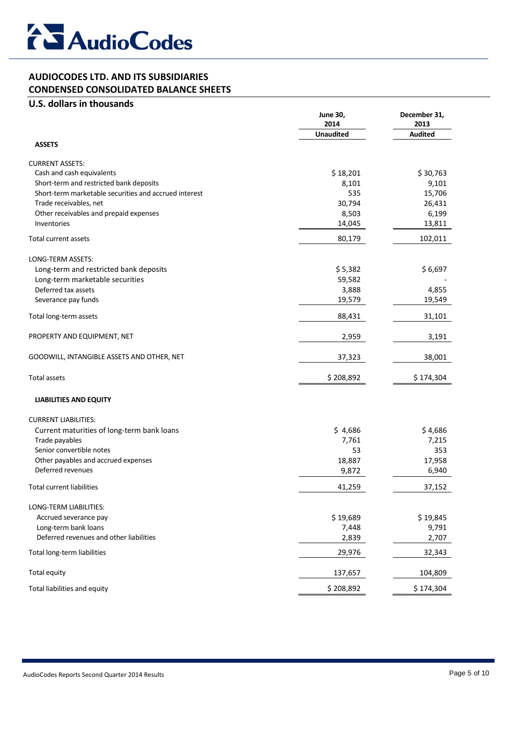# AUDIOCODES LTD. AND ITS SUBSIDIARIES
## CONDENSED CONSOLIDATED BALANCE SHEETS
### U.S. dollars in thousands

| | June 30, 2014 | December 31, 2013 |
|---|---|---|
| | Unaudited | Audited |
| **ASSETS** | | |
| CURRENT ASSETS: | | |
| Cash and cash equivalents | $ 18,201 | $ 30,763 |
| Short-term and restricted bank deposits | 8,101 | 9,101 |
| Short-term marketable securities and accrued interest | 535 | 15,706 |
| Trade receivables, net | 30,794 | 26,431 |
| Other receivables and prepaid expenses | 8,503 | 6,199 |
| Inventories | 14,045 | 13,811 |
| Total current assets | 80,179 | 102,011 |
| LONG-TERM ASSETS: | | |
| Long-term and restricted bank deposits | $ 5,382 | $ 6,697 |
| Long-term marketable securities | 59,582 | - |
| Deferred tax assets | 3,888 | 4,855 |
| Severance pay funds | 19,579 | 19,549 |
| Total long-term assets | 88,431 | 31,101 |
| PROPERTY AND EQUIPMENT, NET | 2,959 | 3,191 |
| GOODWILL, INTANGIBLE ASSETS AND OTHER, NET | 37,323 | 38,001 |
| Total assets | $ 208,892 | $ 174,304 |
| **LIABILITIES AND EQUITY** | | |
| CURRENT LIABILITIES: | | |
| Current maturities of long-term bank loans | $ 4,686 | $ 4,686 |
| Trade payables | 7,761 | 7,215 |
| Senior convertible notes | 53 | 353 |
| Other payables and accrued expenses | 18,887 | 17,958 |
| Deferred revenues | 9,872 | 6,940 |
| Total current liabilities | 41,259 | 37,152 |
| LONG-TERM LIABILITIES: | | |
| Accrued severance pay | $ 19,689 | $ 19,845 |
| Long-term bank loans | 7,448 | 9,791 |
| Deferred revenues and other liabilities | 2,839 | 2,707 |
| Total long-term liabilities | 29,976 | 32,343 |
| Total equity | 137,657 | 104,809 |
| Total liabilities and equity | $ 208,892 | $ 174,304 |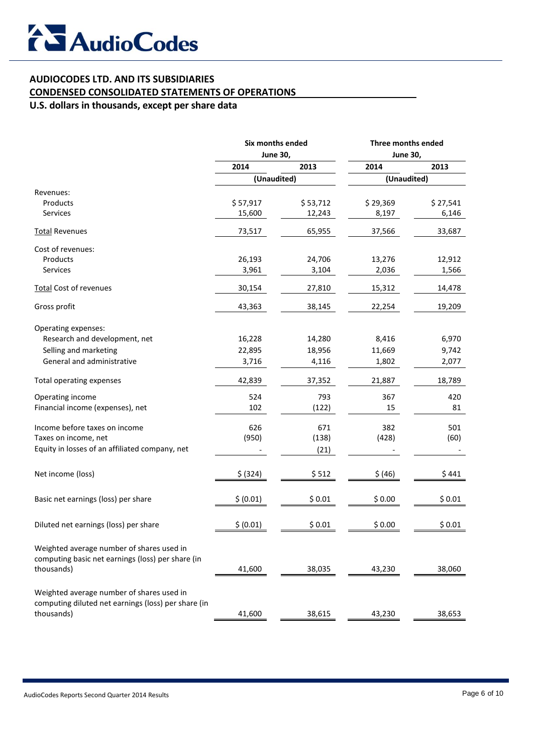**AUDIOCODES LTD. AND ITS SUBSIDIARIES**

**CONDENSED CONSOLIDATED STATEMENTS OF OPERATIONS**

**U.S. dollars in thousands, except per share data**

| | Six months ended June 30, | | Three months ended June 30, | |
|---|---|---|---|---|
| | 2014 | 2013 | 2014 | 2013 |
| | (Unaudited) | | (Unaudited) | |
| Revenues: | | | | |
| Products | $ 57,917 | $ 53,712 | $ 29,369 | $ 27,541 |
| Services | 15,600 | 12,243 | 8,197 | 6,146 |
| Total Revenues | 73,517 | 65,955 | 37,566 | 33,687 |
| Cost of revenues: | | | | |
| Products | 26,193 | 24,706 | 13,276 | 12,912 |
| Services | 3,961 | 3,104 | 2,036 | 1,566 |
| Total Cost of revenues | 30,154 | 27,810 | 15,312 | 14,478 |
| Gross profit | 43,363 | 38,145 | 22,254 | 19,209 |
| Operating expenses: | | | | |
| Research and development, net | 16,228 | 14,280 | 8,416 | 6,970 |
| Selling and marketing | 22,895 | 18,956 | 11,669 | 9,742 |
| General and administrative | 3,716 | 4,116 | 1,802 | 2,077 |
| Total operating expenses | 42,839 | 37,352 | 21,887 | 18,789 |
| Operating income | 524 | 793 | 367 | 420 |
| Financial income (expenses), net | 102 | (122) | 15 | 81 |
| Income before taxes on income | 626 | 671 | 382 | 501 |
| Taxes on income, net | (950) | (138) | (428) | (60) |
| Equity in losses of an affiliated company, net | - | (21) | - | - |
| Net income (loss) | $ (324) | $ 512 | $ (46) | $ 441 |
| Basic net earnings (loss) per share | $ (0.01) | $ 0.01 | $ 0.00 | $ 0.01 |
| Diluted net earnings (loss) per share | $ (0.01) | $ 0.01 | $ 0.00 | $ 0.01 |
| Weighted average number of shares used in computing basic net earnings (loss) per share (in thousands) | 41,600 | 38,035 | 43,230 | 38,060 |
| Weighted average number of shares used in computing diluted net earnings (loss) per share (in thousands) | 41,600 | 38,615 | 43,230 | 38,653 |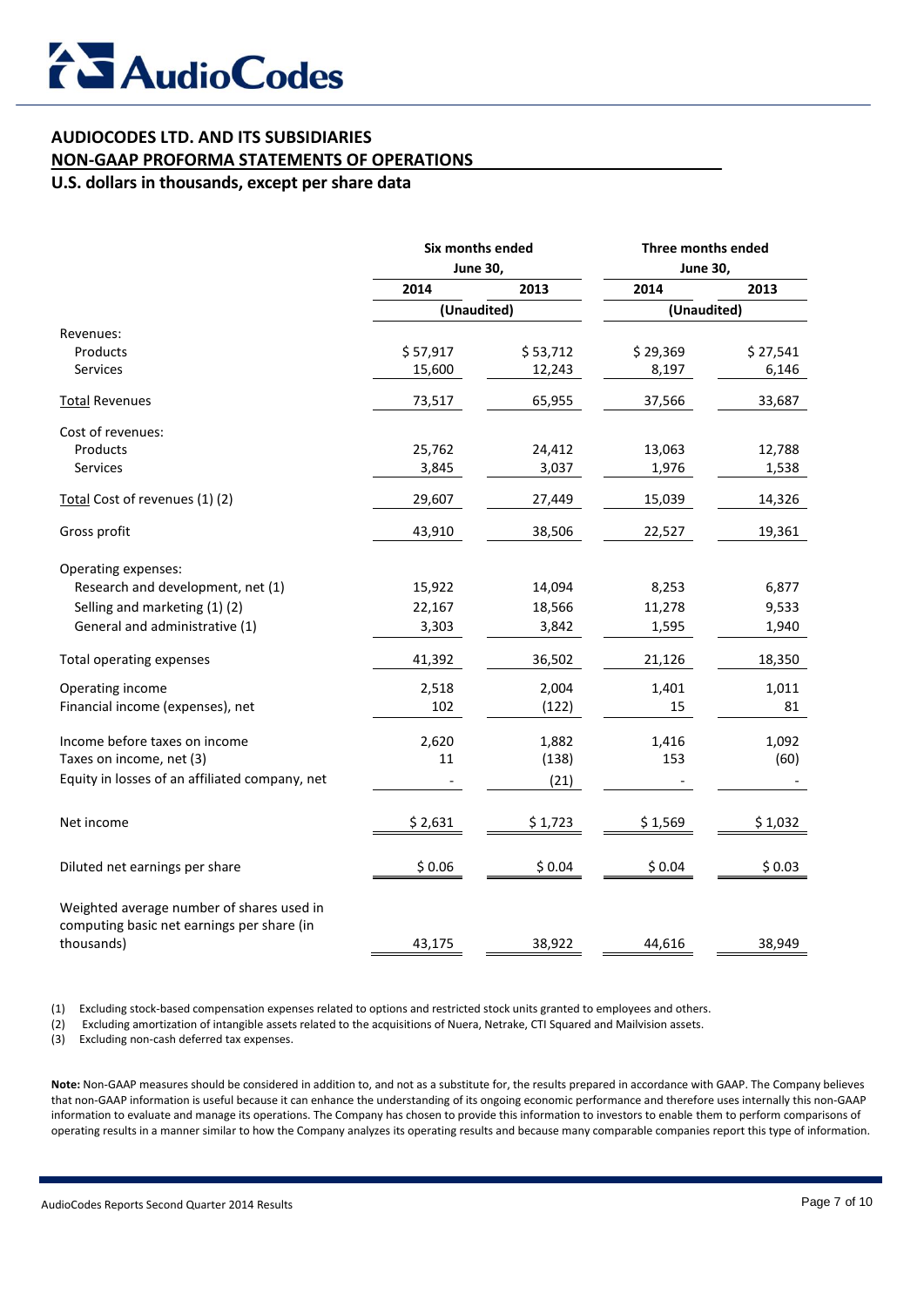# AudioCodes

**AUDIOCODES LTD. AND ITS SUBSIDIARIES**

**NON-GAAP PROFORMA STATEMENTS OF OPERATIONS**

**U.S. dollars in thousands, except per share data**

| | Six months ended June 30, | | Three months ended June 30, | |
|---|---|---|---|---|
| | 2014 | 2013 | 2014 | 2013 |
| | (Unaudited) | | (Unaudited) | |
| Revenues: | | | | |
| Products | $ 57,917 | $ 53,712 | $ 29,369 | $ 27,541 |
| Services | 15,600 | 12,243 | 8,197 | 6,146 |
| Total Revenues | 73,517 | 65,955 | 37,566 | 33,687 |
| Cost of revenues: | | | | |
| Products | 25,762 | 24,412 | 13,063 | 12,788 |
| Services | 3,845 | 3,037 | 1,976 | 1,538 |
| Total Cost of revenues (1) (2) | 29,607 | 27,449 | 15,039 | 14,326 |
| Gross profit | 43,910 | 38,506 | 22,527 | 19,361 |
| Operating expenses: | | | | |
| Research and development, net (1) | 15,922 | 14,094 | 8,253 | 6,877 |
| Selling and marketing (1) (2) | 22,167 | 18,566 | 11,278 | 9,533 |
| General and administrative (1) | 3,303 | 3,842 | 1,595 | 1,940 |
| Total operating expenses | 41,392 | 36,502 | 21,126 | 18,350 |
| Operating income | 2,518 | 2,004 | 1,401 | 1,011 |
| Financial income (expenses), net | 102 | (122) | 15 | 81 |
| Income before taxes on income | 2,620 | 1,882 | 1,416 | 1,092 |
| Taxes on income, net (3) | 11 | (138) | 153 | (60) |
| Equity in losses of an affiliated company, net | - | (21) | - | - |
| Net income | $ 2,631 | $ 1,723 | $ 1,569 | $ 1,032 |
| Diluted net earnings per share | $ 0.06 | $ 0.04 | $ 0.04 | $ 0.03 |
| Weighted average number of shares used in computing basic net earnings per share (in thousands) | 43,175 | 38,922 | 44,616 | 38,949 |

(1) Excluding stock-based compensation expenses related to options and restricted stock units granted to employees and others.

(2) Excluding amortization of intangible assets related to the acquisitions of Nuera, Netrake, CTI Squared and Mailvision assets.

(3) Excluding non-cash deferred tax expenses.

**Note:** Non-GAAP measures should be considered in addition to, and not as a substitute for, the results prepared in accordance with GAAP. The Company believes that non-GAAP information is useful because it can enhance the understanding of its ongoing economic performance and therefore uses internally this non-GAAP information to evaluate and manage its operations. The Company has chosen to provide this information to investors to enable them to perform comparisons of operating results in a manner similar to how the Company analyzes its operating results and because many comparable companies report this type of information.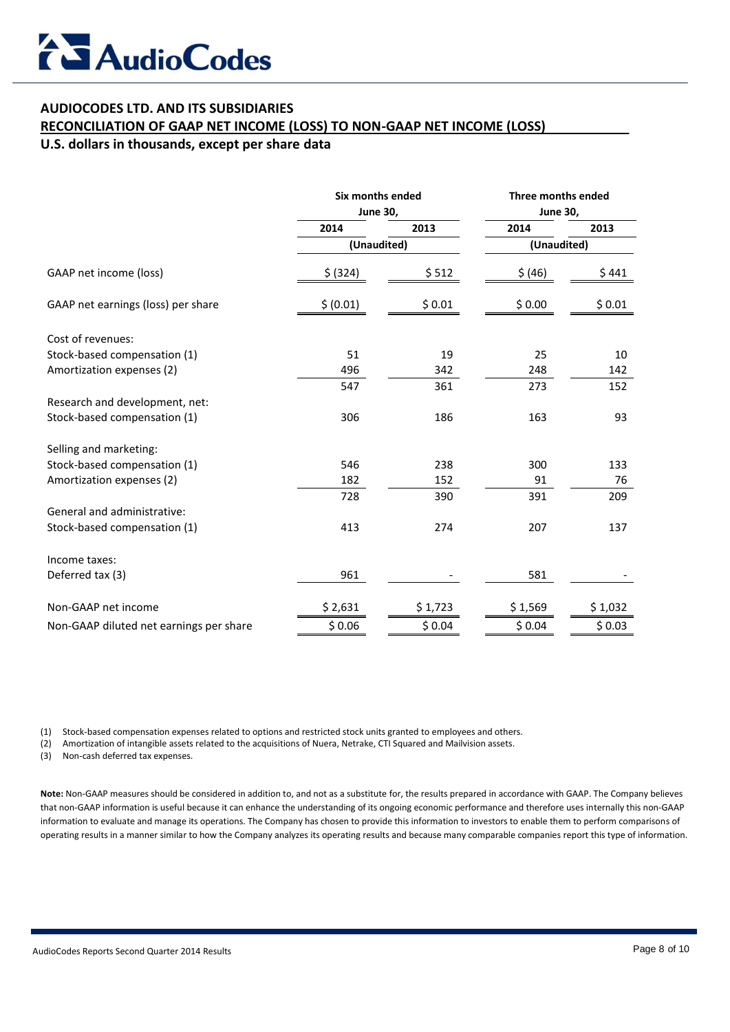# AudioCodes

**AUDIOCODES LTD. AND ITS SUBSIDIARIES**

**RECONCILIATION OF GAAP NET INCOME (LOSS) TO NON-GAAP NET INCOME (LOSS)**

**U.S. dollars in thousands, except per share data**

| | Six months ended June 30, | | Three months ended June 30, | |
|---|---|---|---|---|
| | 2014 | 2013 | 2014 | 2013 |
| | (Unaudited) | | (Unaudited) | |
| GAAP net income (loss) | $ (324) | $ 512 | $ (46) | $ 441 |
| GAAP net earnings (loss) per share | $ (0.01) | $ 0.01 | $ 0.00 | $ 0.01 |
| Cost of revenues: | | | | |
| Stock-based compensation (1) | 51 | 19 | 25 | 10 |
| Amortization expenses (2) | 496 | 342 | 248 | 142 |
| | 547 | 361 | 273 | 152 |
| Research and development, net: | | | | |
| Stock-based compensation (1) | 306 | 186 | 163 | 93 |
| Selling and marketing: | | | | |
| Stock-based compensation (1) | 546 | 238 | 300 | 133 |
| Amortization expenses (2) | 182 | 152 | 91 | 76 |
| | 728 | 390 | 391 | 209 |
| General and administrative: | | | | |
| Stock-based compensation (1) | 413 | 274 | 207 | 137 |
| Income taxes: | | | | |
| Deferred tax (3) | 961 | - | 581 | - |
| Non-GAAP net income | $ 2,631 | $ 1,723 | $ 1,569 | $ 1,032 |
| Non-GAAP diluted net earnings per share | $ 0.06 | $ 0.04 | $ 0.04 | $ 0.03 |

(1) Stock-based compensation expenses related to options and restricted stock units granted to employees and others.

(2) Amortization of intangible assets related to the acquisitions of Nuera, Netrake, CTI Squared and Mailvision assets.

(3) Non-cash deferred tax expenses.

**Note:** Non-GAAP measures should be considered in addition to, and not as a substitute for, the results prepared in accordance with GAAP. The Company believes that non-GAAP information is useful because it can enhance the understanding of its ongoing economic performance and therefore uses internally this non-GAAP information to evaluate and manage its operations. The Company has chosen to provide this information to investors to enable them to perform comparisons of operating results in a manner similar to how the Company analyzes its operating results and because many comparable companies report this type of information.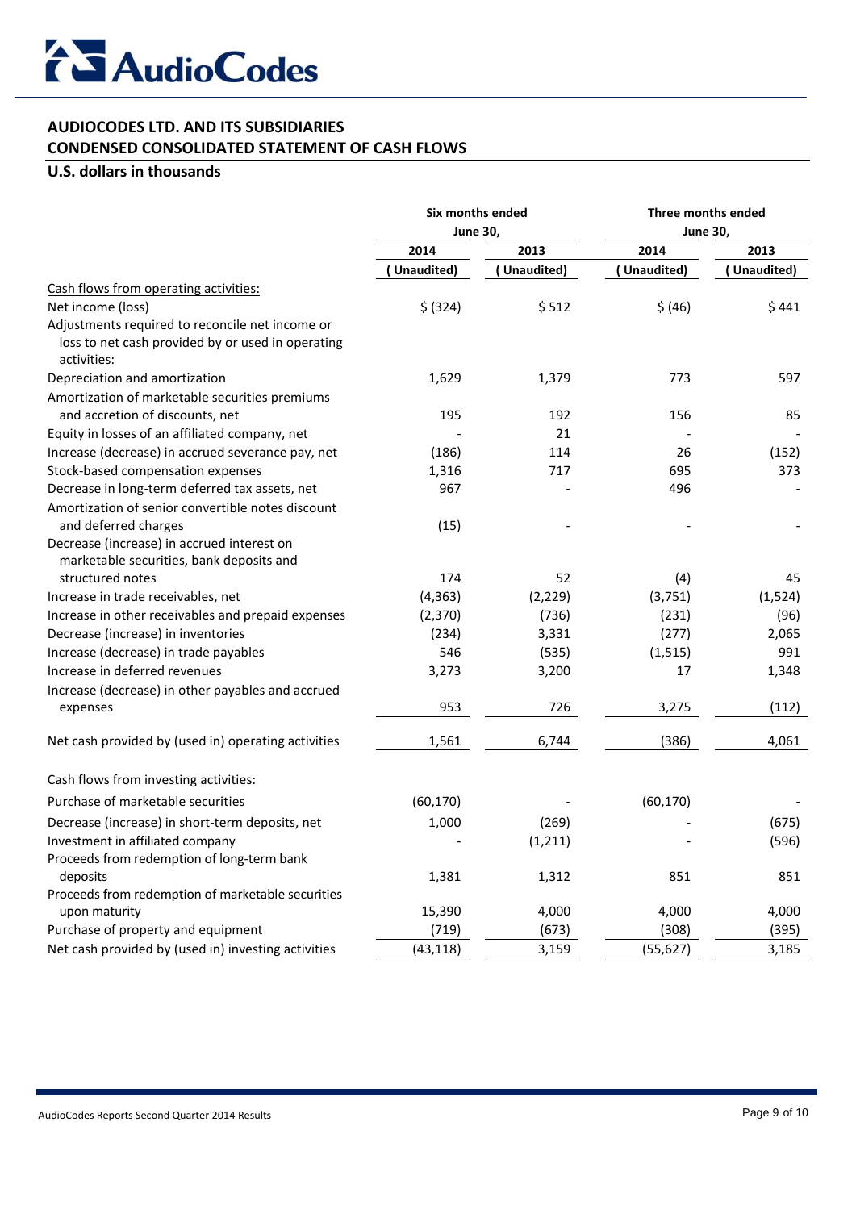**AUDIOCODES LTD. AND ITS SUBSIDIARIES**
**CONDENSED CONSOLIDATED STATEMENT OF CASH FLOWS**

**U.S. dollars in thousands**

| | Six months ended June 30, | | Three months ended June 30, | |
|---|---|---|---|---|
| | 2014 | 2013 | 2014 | 2013 |
| | (Unaudited) | (Unaudited) | (Unaudited) | (Unaudited) |
| Cash flows from operating activities: | | | | |
| Net income (loss) | $ (324) | $ 512 | $ (46) | $ 441 |
| Adjustments required to reconcile net income or loss to net cash provided by or used in operating activities: | | | | |
| Depreciation and amortization | 1,629 | 1,379 | 773 | 597 |
| Amortization of marketable securities premiums and accretion of discounts, net | 195 | 192 | 156 | 85 |
| Equity in losses of an affiliated company, net | - | 21 | - | - |
| Increase (decrease) in accrued severance pay, net | (186) | 114 | 26 | (152) |
| Stock-based compensation expenses | 1,316 | 717 | 695 | 373 |
| Decrease in long-term deferred tax assets, net | 967 | - | 496 | - |
| Amortization of senior convertible notes discount and deferred charges | (15) | - | - | - |
| Decrease (increase) in accrued interest on marketable securities, bank deposits and structured notes | 174 | 52 | (4) | 45 |
| Increase in trade receivables, net | (4,363) | (2,229) | (3,751) | (1,524) |
| Increase in other receivables and prepaid expenses | (2,370) | (736) | (231) | (96) |
| Decrease (increase) in inventories | (234) | 3,331 | (277) | 2,065 |
| Increase (decrease) in trade payables | 546 | (535) | (1,515) | 991 |
| Increase in deferred revenues | 3,273 | 3,200 | 17 | 1,348 |
| Increase (decrease) in other payables and accrued expenses | 953 | 726 | 3,275 | (112) |
| Net cash provided by (used in) operating activities | 1,561 | 6,744 | (386) | 4,061 |
| Cash flows from investing activities: | | | | |
| Purchase of marketable securities | (60,170) | - | (60,170) | - |
| Decrease (increase) in short-term deposits, net | 1,000 | (269) | - | (675) |
| Investment in affiliated company | - | (1,211) | - | (596) |
| Proceeds from redemption of long-term bank deposits | 1,381 | 1,312 | 851 | 851 |
| Proceeds from redemption of marketable securities upon maturity | 15,390 | 4,000 | 4,000 | 4,000 |
| Purchase of property and equipment | (719) | (673) | (308) | (395) |
| Net cash provided by (used in) investing activities | (43,118) | 3,159 | (55,627) | 3,185 |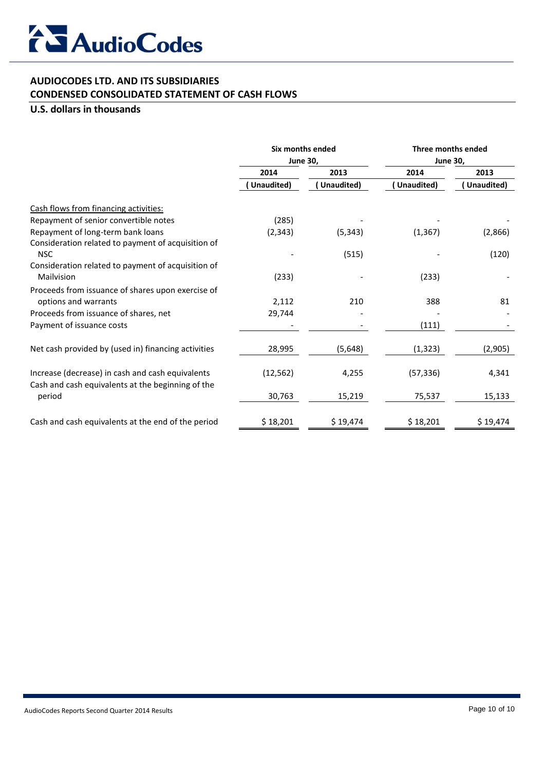AudioCodes

**AUDIOCODES LTD. AND ITS SUBSIDIARIES**
**CONDENSED CONSOLIDATED STATEMENT OF CASH FLOWS**
**U.S. dollars in thousands**

| | Six months ended June 30, | | Three months ended June 30, | |
|---|---|---|---|---|
| | 2014 | 2013 | 2014 | 2013 |
| | ( Unaudited) | ( Unaudited) | ( Unaudited) | ( Unaudited) |
| Cash flows from financing activities: | | | | |
| Repayment of senior convertible notes | (285) | - | - | - |
| Repayment of long-term bank loans | (2,343) | (5,343) | (1,367) | (2,866) |
| Consideration related to payment of acquisition of NSC | - | (515) | - | (120) |
| Consideration related to payment of acquisition of Mailvision | (233) | - | (233) | - |
| Proceeds from issuance of shares upon exercise of options and warrants | 2,112 | 210 | 388 | 81 |
| Proceeds from issuance of shares, net | 29,744 | - | - | - |
| Payment of issuance costs | - | - | (111) | - |
| Net cash provided by (used in) financing activities | 28,995 | (5,648) | (1,323) | (2,905) |
| Increase (decrease) in cash and cash equivalents | (12,562) | 4,255 | (57,336) | 4,341 |
| Cash and cash equivalents at the beginning of the period | 30,763 | 15,219 | 75,537 | 15,133 |
| Cash and cash equivalents at the end of the period | $ 18,201 | $ 19,474 | $ 18,201 | $ 19,474 |

AudioCodes Reports Second Quarter 2014 Results